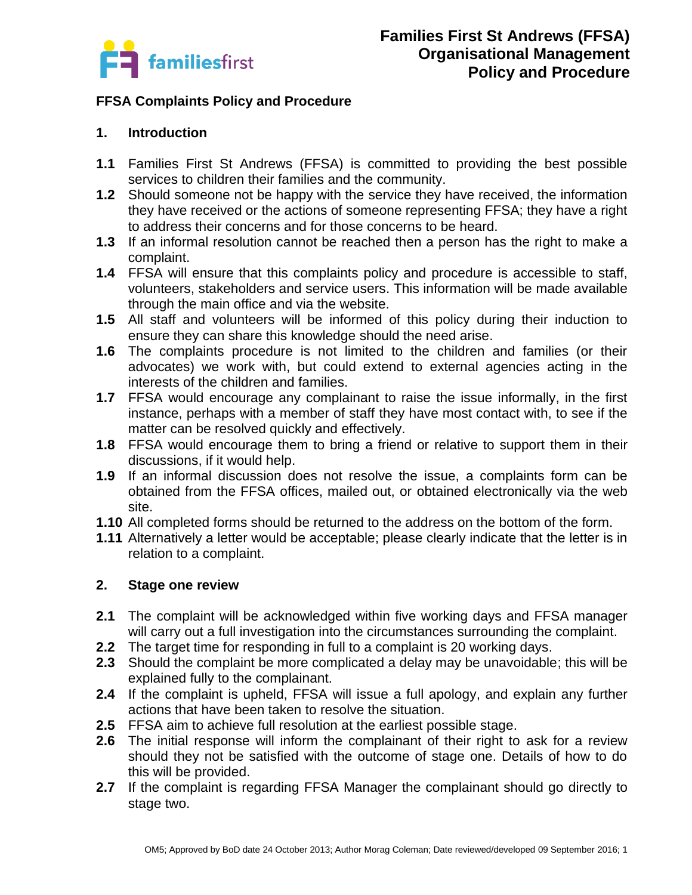# Families First St Andrews (FFSA) Organisational Management Policy and Procedure

## FFSA Complaints Policy and Procedure

### 1. Introduction

**1.1** Families First St Andrews (FFSA) is committed to providing the best possible services to children their families and the community.

**1.2** Should someone not be happy with the service they have received, the information they have received or the actions of someone representing FFSA; they have a right to address their concerns and for those concerns to be heard.

**1.3** If an informal resolution cannot be reached then a person has the right to make a complaint.

**1.4** FFSA will ensure that this complaints policy and procedure is accessible to staff, volunteers, stakeholders and service users. This information will be made available through the main office and via the website.

**1.5** All staff and volunteers will be informed of this policy during their induction to ensure they can share this knowledge should the need arise.

**1.6** The complaints procedure is not limited to the children and families (or their advocates) we work with, but could extend to external agencies acting in the interests of the children and families.

**1.7** FFSA would encourage any complainant to raise the issue informally, in the first instance, perhaps with a member of staff they have most contact with, to see if the matter can be resolved quickly and effectively.

**1.8** FFSA would encourage them to bring a friend or relative to support them in their discussions, if it would help.

**1.9** If an informal discussion does not resolve the issue, a complaints form can be obtained from the FFSA offices, mailed out, or obtained electronically via the web site.

**1.10** All completed forms should be returned to the address on the bottom of the form.

**1.11** Alternatively a letter would be acceptable; please clearly indicate that the letter is in relation to a complaint.

### 2. Stage one review

**2.1** The complaint will be acknowledged within five working days and FFSA manager will carry out a full investigation into the circumstances surrounding the complaint.

**2.2** The target time for responding in full to a complaint is 20 working days.

**2.3** Should the complaint be more complicated a delay may be unavoidable; this will be explained fully to the complainant.

**2.4** If the complaint is upheld, FFSA will issue a full apology, and explain any further actions that have been taken to resolve the situation.

**2.5** FFSA aim to achieve full resolution at the earliest possible stage.

**2.6** The initial response will inform the complainant of their right to ask for a review should they not be satisfied with the outcome of stage one. Details of how to do this will be provided.

**2.7** If the complaint is regarding FFSA Manager the complainant should go directly to stage two.

OM5; Approved by BoD date 24 October 2013; Author Morag Coleman; Date reviewed/developed 09 September 2016; 1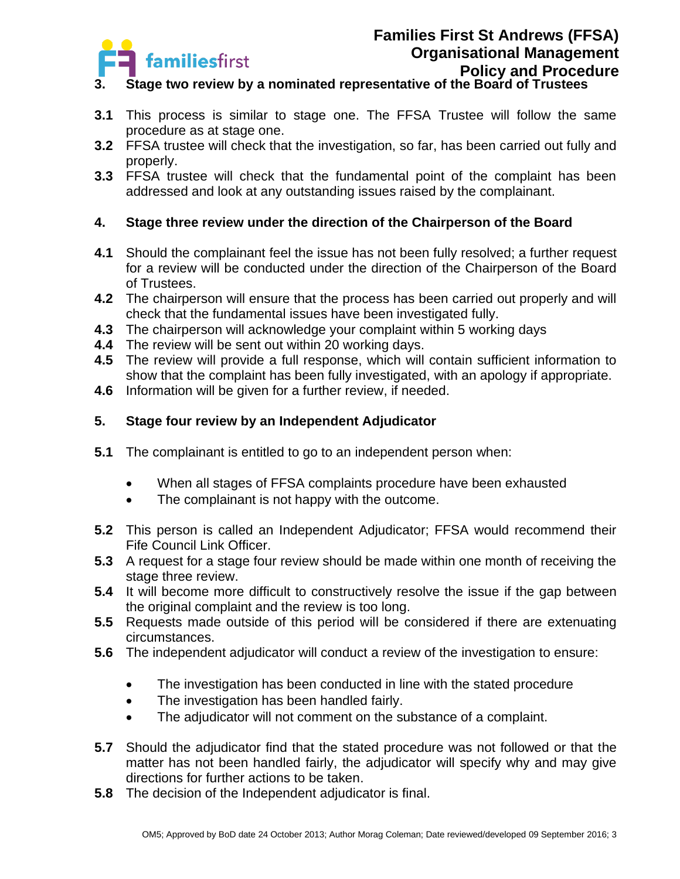### 3. Stage two review by a nominated representative of the Board of Trustees

**3.1** This process is similar to stage one. The FFSA Trustee will follow the same procedure as at stage one.
**3.2** FFSA trustee will check that the investigation, so far, has been carried out fully and properly.
**3.3** FFSA trustee will check that the fundamental point of the complaint has been addressed and look at any outstanding issues raised by the complainant.

### 4. Stage three review under the direction of the Chairperson of the Board

**4.1** Should the complainant feel the issue has not been fully resolved; a further request for a review will be conducted under the direction of the Chairperson of the Board of Trustees.
**4.2** The chairperson will ensure that the process has been carried out properly and will check that the fundamental issues have been investigated fully.
**4.3** The chairperson will acknowledge your complaint within 5 working days
**4.4** The review will be sent out within 20 working days.
**4.5** The review will provide a full response, which will contain sufficient information to show that the complaint has been fully investigated, with an apology if appropriate.
**4.6** Information will be given for a further review, if needed.

### 5. Stage four review by an Independent Adjudicator

**5.1** The complainant is entitled to go to an independent person when:

- When all stages of FFSA complaints procedure have been exhausted
- The complainant is not happy with the outcome.

**5.2** This person is called an Independent Adjudicator; FFSA would recommend their Fife Council Link Officer.
**5.3** A request for a stage four review should be made within one month of receiving the stage three review.
**5.4** It will become more difficult to constructively resolve the issue if the gap between the original complaint and the review is too long.
**5.5** Requests made outside of this period will be considered if there are extenuating circumstances.
**5.6** The independent adjudicator will conduct a review of the investigation to ensure:

- The investigation has been conducted in line with the stated procedure
- The investigation has been handled fairly.
- The adjudicator will not comment on the substance of a complaint.

**5.7** Should the adjudicator find that the stated procedure was not followed or that the matter has not been handled fairly, the adjudicator will specify why and may give directions for further actions to be taken.
**5.8** The decision of the Independent adjudicator is final.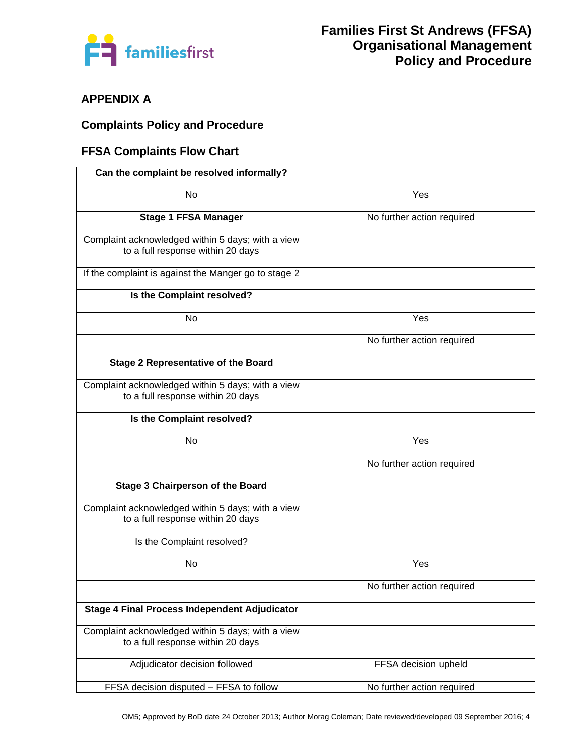## APPENDIX A

### Complaints Policy and Procedure

### FFSA Complaints Flow Chart

| **Can the complaint be resolved informally?** | |
|---|---|
| No | Yes |
| **Stage 1 FFSA Manager** | No further action required |
| Complaint acknowledged within 5 days; with a view to a full response within 20 days | |
| If the complaint is against the Manger go to stage 2 | |
| **Is the Complaint resolved?** | |
| No | Yes |
| | No further action required |
| **Stage 2 Representative of the Board** | |
| Complaint acknowledged within 5 days; with a view to a full response within 20 days | |
| **Is the Complaint resolved?** | |
| No | Yes |
| | No further action required |
| **Stage 3 Chairperson of the Board** | |
| Complaint acknowledged within 5 days; with a view to a full response within 20 days | |
| Is the Complaint resolved? | |
| No | Yes |
| | No further action required |
| **Stage 4 Final Process Independent Adjudicator** | |
| Complaint acknowledged within 5 days; with a view to a full response within 20 days | |
| Adjudicator decision followed | FFSA decision upheld |
| FFSA decision disputed – FFSA to follow | No further action required |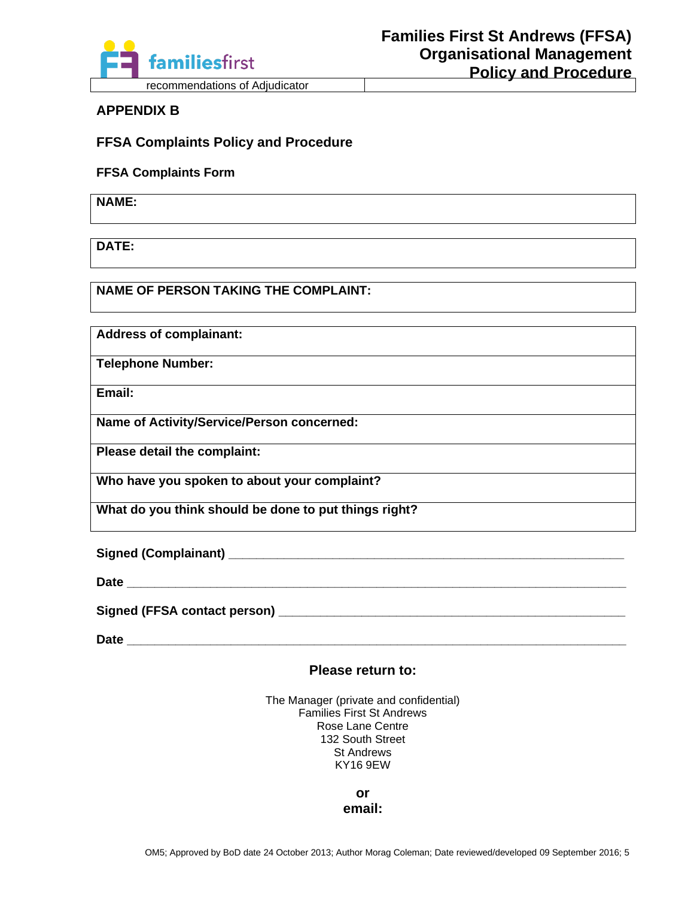| recommendations of Adjudicator | |
|---|---|

## APPENDIX B

### FFSA Complaints Policy and Procedure

**FFSA Complaints Form**

| **NAME:** |
|---|

| **DATE:** |
|---|

| **NAME OF PERSON TAKING THE COMPLAINT:** |
|---|

| **Address of complainant:** |
|---|
| **Telephone Number:** |
| **Email:** |
| **Name of Activity/Service/Person concerned:** |
| **Please detail the complaint:** |
| **Who have you spoken to about your complaint?** |
| **What do you think should be done to put things right?** |

**Signed (Complainant)** ____________________________________________________________

**Date** ___________________________________________________________________________

**Signed (FFSA contact person)** _____________________________________________________

**Date** ___________________________________________________________________________

**Please return to:**

The Manager (private and confidential)
Families First St Andrews
Rose Lane Centre
132 South Street
St Andrews
KY16 9EW

**or**
**email:**